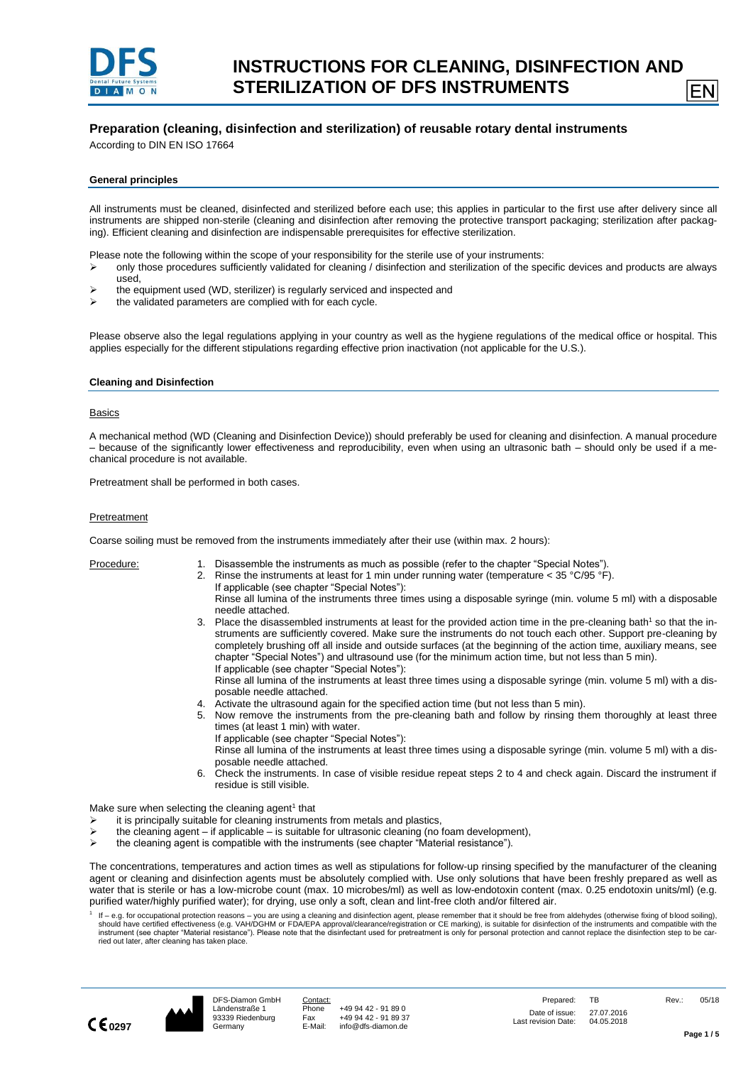# INSTRUCTIONS FOR CLEANING, DISINFECTION AND STERILIZATION OF DFS INSTRUMENTS

EN

## Preparation (cleaning, disinfection and sterilization) of reusable rotary dental instruments

According to DIN EN ISO 17664

### General principles

All instruments must be cleaned, disinfected and sterilized before each use; this applies in particular to the first use after delivery since all instruments are shipped non-sterile (cleaning and disinfection after removing the protective transport packaging; sterilization after packaging). Efficient cleaning and disinfection are indispensable prerequisites for effective sterilization.

Please note the following within the scope of your responsibility for the sterile use of your instruments:

- only those procedures sufficiently validated for cleaning / disinfection and sterilization of the specific devices and products are always used,
- the equipment used (WD, sterilizer) is regularly serviced and inspected and
- the validated parameters are complied with for each cycle.

Please observe also the legal regulations applying in your country as well as the hygiene regulations of the medical office or hospital. This applies especially for the different stipulations regarding effective prion inactivation (not applicable for the U.S.).

### Cleaning and Disinfection

#### Basics

A mechanical method (WD (Cleaning and Disinfection Device)) should preferably be used for cleaning and disinfection. A manual procedure – because of the significantly lower effectiveness and reproducibility, even when using an ultrasonic bath – should only be used if a mechanical procedure is not available.

Pretreatment shall be performed in both cases.

#### Pretreatment

Coarse soiling must be removed from the instruments immediately after their use (within max. 2 hours):

Procedure:

1. Disassemble the instruments as much as possible (refer to the chapter "Special Notes").
2. Rinse the instruments at least for 1 min under running water (temperature < 35 °C/95 °F).
   If applicable (see chapter "Special Notes"):
   Rinse all lumina of the instruments three times using a disposable syringe (min. volume 5 ml) with a disposable needle attached.
3. Place the disassembled instruments at least for the provided action time in the pre-cleaning bath[1] so that the instruments are sufficiently covered. Make sure the instruments do not touch each other. Support pre-cleaning by completely brushing off all inside and outside surfaces (at the beginning of the action time, auxiliary means, see chapter "Special Notes") and ultrasound use (for the minimum action time, but not less than 5 min).
   If applicable (see chapter "Special Notes"):
   Rinse all lumina of the instruments at least three times using a disposable syringe (min. volume 5 ml) with a disposable needle attached.
4. Activate the ultrasound again for the specified action time (but not less than 5 min).
5. Now remove the instruments from the pre-cleaning bath and follow by rinsing them thoroughly at least three times (at least 1 min) with water.
   If applicable (see chapter "Special Notes"):
   Rinse all lumina of the instruments at least three times using a disposable syringe (min. volume 5 ml) with a disposable needle attached.
6. Check the instruments. In case of visible residue repeat steps 2 to 4 and check again. Discard the instrument if residue is still visible.

Make sure when selecting the cleaning agent[1] that

- it is principally suitable for cleaning instruments from metals and plastics,
- the cleaning agent – if applicable – is suitable for ultrasonic cleaning (no foam development),
- the cleaning agent is compatible with the instruments (see chapter "Material resistance").

The concentrations, temperatures and action times as well as stipulations for follow-up rinsing specified by the manufacturer of the cleaning agent or cleaning and disinfection agents must be absolutely complied with. Use only solutions that have been freshly prepared as well as water that is sterile or has a low-microbe count (max. 10 microbes/ml) as well as low-endotoxin content (max. 0.25 endotoxin units/ml) (e.g. purified water/highly purified water); for drying, use only a soft, clean and lint-free cloth and/or filtered air.

[1] If – e.g. for occupational protection reasons – you are using a cleaning and disinfection agent, please remember that it should be free from aldehydes (otherwise fixing of blood soiling), should have certified effectiveness (e.g. VAH/DGHM or FDA/EPA approval/clearance/registration or CE marking), is suitable for disinfection of the instruments and compatible with the instrument (see chapter "Material resistance"). Please note that the disinfectant used for pretreatment is only for personal protection and cannot replace the disinfection step to be carried out later, after cleaning has taken place.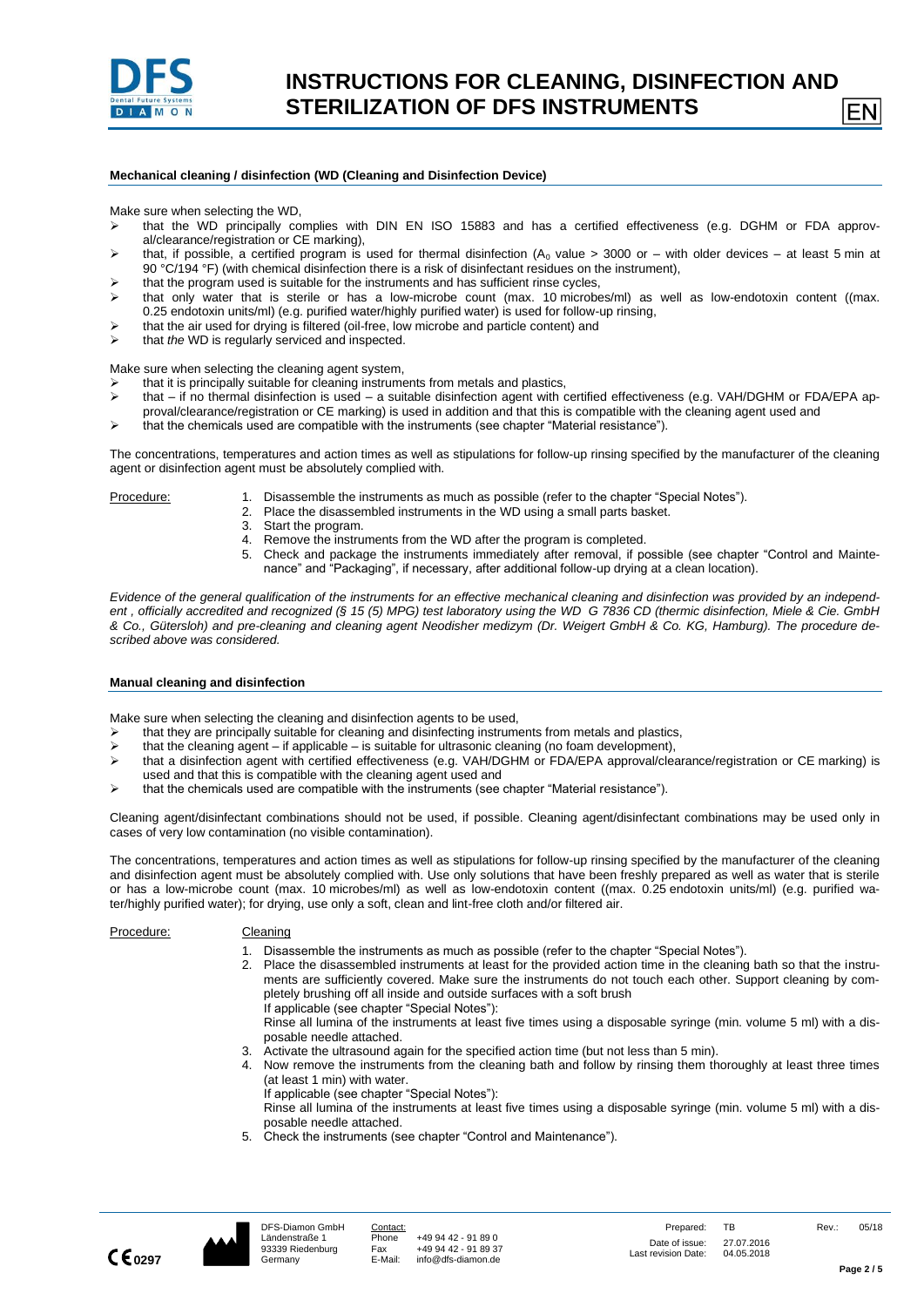#### Mechanical cleaning / disinfection (WD (Cleaning and Disinfection Device)

Make sure when selecting the WD,

- that the WD principally complies with DIN EN ISO 15883 and has a certified effectiveness (e.g. DGHM or FDA approval/clearance/registration or CE marking),
- that, if possible, a certified program is used for thermal disinfection ($A_0$ value > 3000 or – with older devices – at least 5 min at 90 °C/194 °F) (with chemical disinfection there is a risk of disinfectant residues on the instrument),
- that the program used is suitable for the instruments and has sufficient rinse cycles,
- that only water that is sterile or has a low-microbe count (max. 10 microbes/ml) as well as low-endotoxin content ((max. 0.25 endotoxin units/ml) (e.g. purified water/highly purified water) is used for follow-up rinsing,
- that the air used for drying is filtered (oil-free, low microbe and particle content) and
- that *the* WD is regularly serviced and inspected.

Make sure when selecting the cleaning agent system,

- that it is principally suitable for cleaning instruments from metals and plastics,
- that – if no thermal disinfection is used – a suitable disinfection agent with certified effectiveness (e.g. VAH/DGHM or FDA/EPA approval/clearance/registration or CE marking) is used in addition and that this is compatible with the cleaning agent used and
- that the chemicals used are compatible with the instruments (see chapter "Material resistance").

The concentrations, temperatures and action times as well as stipulations for follow-up rinsing specified by the manufacturer of the cleaning agent or disinfection agent must be absolutely complied with.

Procedure:

1. Disassemble the instruments as much as possible (refer to the chapter "Special Notes").
2. Place the disassembled instruments in the WD using a small parts basket.
3. Start the program.
4. Remove the instruments from the WD after the program is completed.
5. Check and package the instruments immediately after removal, if possible (see chapter "Control and Maintenance" and "Packaging", if necessary, after additional follow-up drying at a clean location).

*Evidence of the general qualification of the instruments for an effective mechanical cleaning and disinfection was provided by an independent , officially accredited and recognized (§ 15 (5) MPG) test laboratory using the WD G 7836 CD (thermic disinfection, Miele & Cie. GmbH & Co., Gütersloh) and pre-cleaning and cleaning agent Neodisher medizym (Dr. Weigert GmbH & Co. KG, Hamburg). The procedure described above was considered.*

#### Manual cleaning and disinfection

Make sure when selecting the cleaning and disinfection agents to be used,

- that they are principally suitable for cleaning and disinfecting instruments from metals and plastics,
- that the cleaning agent – if applicable – is suitable for ultrasonic cleaning (no foam development),
- that a disinfection agent with certified effectiveness (e.g. VAH/DGHM or FDA/EPA approval/clearance/registration or CE marking) is used and that this is compatible with the cleaning agent used and
- that the chemicals used are compatible with the instruments (see chapter "Material resistance").

Cleaning agent/disinfectant combinations should not be used, if possible. Cleaning agent/disinfectant combinations may be used only in cases of very low contamination (no visible contamination).

The concentrations, temperatures and action times as well as stipulations for follow-up rinsing specified by the manufacturer of the cleaning and disinfection agent must be absolutely complied with. Use only solutions that have been freshly prepared as well as water that is sterile or has a low-microbe count (max. 10 microbes/ml) as well as low-endotoxin content ((max. 0.25 endotoxin units/ml) (e.g. purified water/highly purified water); for drying, use only a soft, clean and lint-free cloth and/or filtered air.

Procedure:

Cleaning

1. Disassemble the instruments as much as possible (refer to the chapter "Special Notes").
2. Place the disassembled instruments at least for the provided action time in the cleaning bath so that the instruments are sufficiently covered. Make sure the instruments do not touch each other. Support cleaning by completely brushing off all inside and outside surfaces with a soft brush
   If applicable (see chapter "Special Notes"):
   Rinse all lumina of the instruments at least five times using a disposable syringe (min. volume 5 ml) with a disposable needle attached.
3. Activate the ultrasound again for the specified action time (but not less than 5 min).
4. Now remove the instruments from the cleaning bath and follow by rinsing them thoroughly at least three times (at least 1 min) with water.
   If applicable (see chapter "Special Notes"):
   Rinse all lumina of the instruments at least five times using a disposable syringe (min. volume 5 ml) with a disposable needle attached.
5. Check the instruments (see chapter "Control and Maintenance").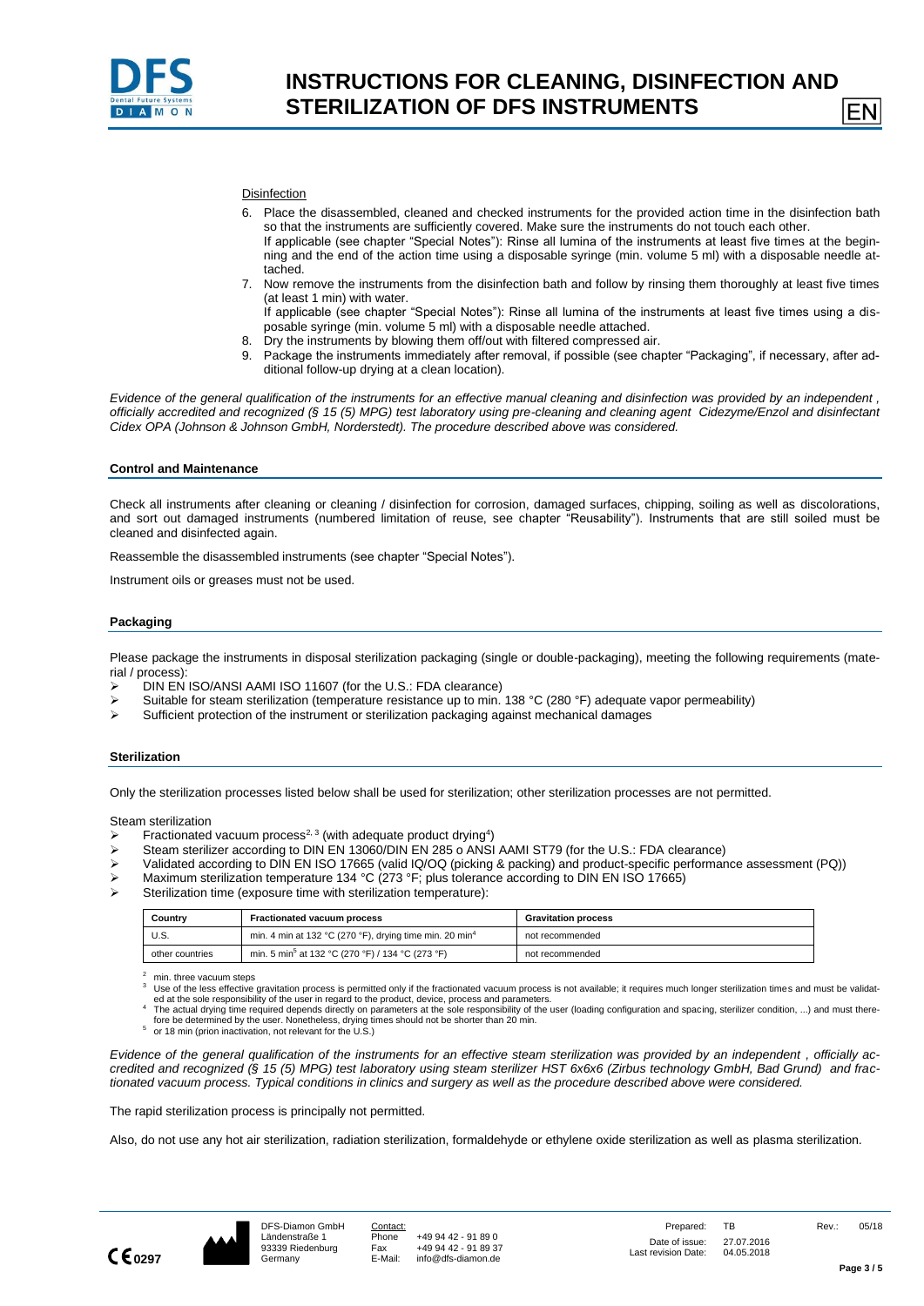Disinfection

6. Place the disassembled, cleaned and checked instruments for the provided action time in the disinfection bath so that the instruments are sufficiently covered. Make sure the instruments do not touch each other.
   If applicable (see chapter "Special Notes"): Rinse all lumina of the instruments at least five times at the beginning and the end of the action time using a disposable syringe (min. volume 5 ml) with a disposable needle attached.
7. Now remove the instruments from the disinfection bath and follow by rinsing them thoroughly at least five times (at least 1 min) with water.
   If applicable (see chapter "Special Notes"): Rinse all lumina of the instruments at least five times using a disposable syringe (min. volume 5 ml) with a disposable needle attached.
8. Dry the instruments by blowing them off/out with filtered compressed air.
9. Package the instruments immediately after removal, if possible (see chapter "Packaging", if necessary, after additional follow-up drying at a clean location).

*Evidence of the general qualification of the instruments for an effective manual cleaning and disinfection was provided by an independent , officially accredited and recognized (§ 15 (5) MPG) test laboratory using pre-cleaning and cleaning agent Cidezyme/Enzol and disinfectant Cidex OPA (Johnson & Johnson GmbH, Norderstedt). The procedure described above was considered.*

## Control and Maintenance

Check all instruments after cleaning or cleaning / disinfection for corrosion, damaged surfaces, chipping, soiling as well as discolorations, and sort out damaged instruments (numbered limitation of reuse, see chapter "Reusability"). Instruments that are still soiled must be cleaned and disinfected again.

Reassemble the disassembled instruments (see chapter "Special Notes").

Instrument oils or greases must not be used.

## Packaging

Please package the instruments in disposal sterilization packaging (single or double-packaging), meeting the following requirements (material / process):

- DIN EN ISO/ANSI AAMI ISO 11607 (for the U.S.: FDA clearance)
- Suitable for steam sterilization (temperature resistance up to min. 138 °C (280 °F) adequate vapor permeability)
- Sufficient protection of the instrument or sterilization packaging against mechanical damages

## Sterilization

Only the sterilization processes listed below shall be used for sterilization; other sterilization processes are not permitted.

Steam sterilization

- Fractionated vacuum process[2, 3] (with adequate product drying[4])
- Steam sterilizer according to DIN EN 13060/DIN EN 285 o ANSI AAMI ST79 (for the U.S.: FDA clearance)
- Validated according to DIN EN ISO 17665 (valid IQ/OQ (picking & packing) and product-specific performance assessment (PQ))
- Maximum sterilization temperature 134 °C (273 °F; plus tolerance according to DIN EN ISO 17665)
- Sterilization time (exposure time with sterilization temperature):

| Country | Fractionated vacuum process | Gravitation process |
|---|---|---|
| U.S. | min. 4 min at 132 °C (270 °F), drying time min. 20 min[4] | not recommended |
| other countries | min. 5 min[5] at 132 °C (270 °F) / 134 °C (273 °F) | not recommended |

[2] min. three vacuum steps
[3] Use of the less effective gravitation process is permitted only if the fractionated vacuum process is not available; it requires much longer sterilization times and must be validated at the sole responsibility of the user in regard to the product, device, process and parameters.
[4] The actual drying time required depends directly on parameters at the sole responsibility of the user (loading configuration and spacing, sterilizer condition, ...) and must therefore be determined by the user. Nonetheless, drying times should not be shorter than 20 min.
[5] or 18 min (prion inactivation, not relevant for the U.S.)

*Evidence of the general qualification of the instruments for an effective steam sterilization was provided by an independent , officially accredited and recognized (§ 15 (5) MPG) test laboratory using steam sterilizer HST 6x6x6 (Zirbus technology GmbH, Bad Grund) and fractionated vacuum process. Typical conditions in clinics and surgery as well as the procedure described above were considered.*

The rapid sterilization process is principally not permitted.

Also, do not use any hot air sterilization, radiation sterilization, formaldehyde or ethylene oxide sterilization as well as plasma sterilization.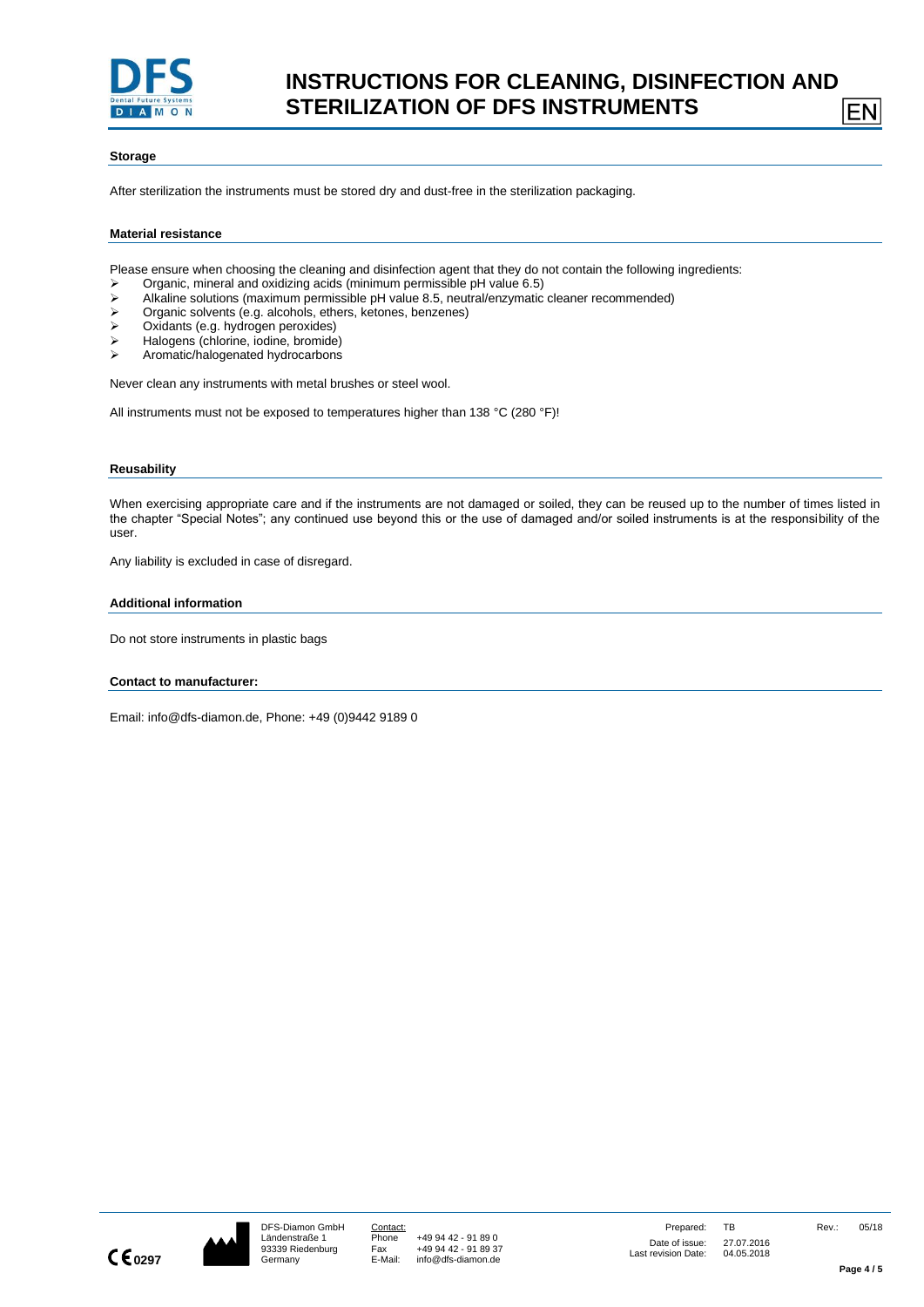## Storage

After sterilization the instruments must be stored dry and dust-free in the sterilization packaging.

## Material resistance

Please ensure when choosing the cleaning and disinfection agent that they do not contain the following ingredients:

- Organic, mineral and oxidizing acids (minimum permissible pH value 6.5)
- Alkaline solutions (maximum permissible pH value 8.5, neutral/enzymatic cleaner recommended)
- Organic solvents (e.g. alcohols, ethers, ketones, benzenes)
- Oxidants (e.g. hydrogen peroxides)
- Halogens (chlorine, iodine, bromide)
- Aromatic/halogenated hydrocarbons

Never clean any instruments with metal brushes or steel wool.

All instruments must not be exposed to temperatures higher than 138 °C (280 °F)!

## Reusability

When exercising appropriate care and if the instruments are not damaged or soiled, they can be reused up to the number of times listed in the chapter "Special Notes"; any continued use beyond this or the use of damaged and/or soiled instruments is at the responsibility of the user.

Any liability is excluded in case of disregard.

## Additional information

Do not store instruments in plastic bags

## Contact to manufacturer:

Email: info@dfs-diamon.de, Phone: +49 (0)9442 9189 0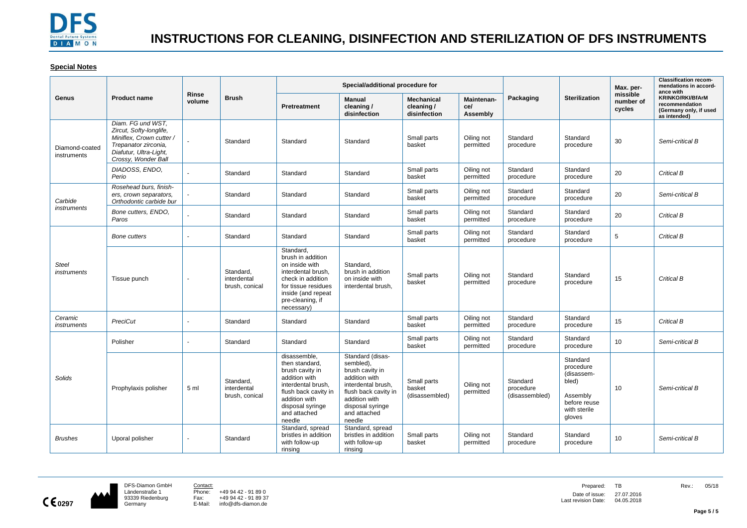# INSTRUCTIONS FOR CLEANING, DISINFECTION AND STERILIZATION OF DFS INSTRUMENTS

**Special Notes**

| Genus | Product name | Rinse volume | Brush | Special/additional procedure for | | | | Packaging | Sterilization | Max. permissible number of cycles | Classification recommendations in accordance with KRINKO/RKI/BfArM recommendation (Germany only, if used as intended) |
|---|---|---|---|---|---|---|---|---|---|---|---|
| | | | | Pretreatment | Manual cleaning / disinfection | Mechanical cleaning / disinfection | Maintenance/ Assembly | | | | |
| Diamond-coated instruments | *Diam. FG und WST, Zircut, Softy-longlife, Miniflex, Crown cutter / Trepanator zirconia, Diafutur, Ultra-Light, Crossy, Wonder Ball* | - | Standard | Standard | Standard | Small parts basket | Oiling not permitted | Standard procedure | Standard procedure | 30 | *Semi-critical B* |
| | *DIADOSS, ENDO, Perio* | - | Standard | Standard | Standard | Small parts basket | Oiling not permitted | Standard procedure | Standard procedure | 20 | *Critical B* |
| *Carbide instruments* | *Rosehead burs, finishers, crown separators, Orthodontic carbide bur* | - | Standard | Standard | Standard | Small parts basket | Oiling not permitted | Standard procedure | Standard procedure | 20 | *Semi-critical B* |
| | *Bone cutters, ENDO, Paros* | - | Standard | Standard | Standard | Small parts basket | Oiling not permitted | Standard procedure | Standard procedure | 20 | *Critical B* |
| *Steel instruments* | *Bone cutters* | - | Standard | Standard | Standard | Small parts basket | Oiling not permitted | Standard procedure | Standard procedure | 5 | *Critical B* |
| | Tissue punch | - | Standard, interdental brush, conical | Standard, brush in addition on inside with interdental brush, check in addition for tissue residues inside (and repeat pre-cleaning, if necessary) | Standard, brush in addition on inside with interdental brush, | Small parts basket | Oiling not permitted | Standard procedure | Standard procedure | 15 | *Critical B* |
| *Ceramic instruments* | *PreciCut* | - | Standard | Standard | Standard | Small parts basket | Oiling not permitted | Standard procedure | Standard procedure | 15 | *Critical B* |
| *Solids* | Polisher | - | Standard | Standard | Standard | Small parts basket | Oiling not permitted | Standard procedure | Standard procedure | 10 | *Semi-critical B* |
| | Prophylaxis polisher | 5 ml | Standard, interdental brush, conical | disassemble, then standard, brush cavity in addition with interdental brush, flush back cavity in addition with disposal syringe and attached needle | Standard (disassembled), brush cavity in addition with interdental brush, flush back cavity in addition with disposal syringe and attached needle | Small parts basket (disassembled) | Oiling not permitted | Standard procedure (disassembled) | Standard procedure (disassembled) Assembly before reuse with sterile gloves | 10 | *Semi-critical B* |
| *Brushes* | Uporal polisher | - | Standard | Standard, spread bristles in addition with follow-up rinsing | Standard, spread bristles in addition with follow-up rinsing | Small parts basket | Oiling not permitted | Standard procedure | Standard procedure | 10 | *Semi-critical B* |

CE 0297

DFS-Diamon GmbH
Ländenstraße 1
93339 Riedenburg
Germany

Contact:
Phone: +49 94 42 - 91 89 0
Fax: +49 94 42 - 91 89 37
E-Mail: info@dfs-diamon.de

Prepared: TB
Date of issue: 27.07.2016
Last revision Date: 04.05.2018
Rev.: 05/18